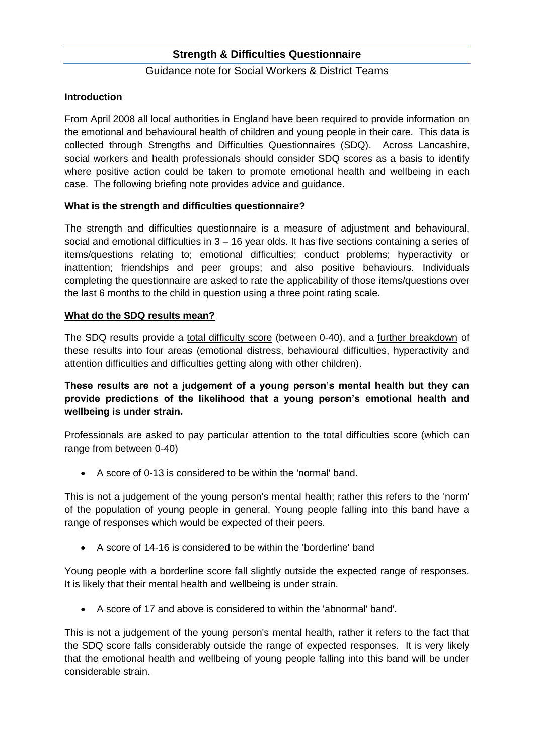# Strength & Difficulties Questionnaire

Guidance note for Social Workers & District Teams

**Introduction**

From April 2008 all local authorities in England have been required to provide information on the emotional and behavioural health of children and young people in their care. This data is collected through Strengths and Difficulties Questionnaires (SDQ). Across Lancashire, social workers and health professionals should consider SDQ scores as a basis to identify where positive action could be taken to promote emotional health and wellbeing in each case. The following briefing note provides advice and guidance.

**What is the strength and difficulties questionnaire?**

The strength and difficulties questionnaire is a measure of adjustment and behavioural, social and emotional difficulties in 3 – 16 year olds. It has five sections containing a series of items/questions relating to; emotional difficulties; conduct problems; hyperactivity or inattention; friendships and peer groups; and also positive behaviours. Individuals completing the questionnaire are asked to rate the applicability of those items/questions over the last 6 months to the child in question using a three point rating scale.

**What do the SDQ results mean?**

The SDQ results provide a total difficulty score (between 0-40), and a further breakdown of these results into four areas (emotional distress, behavioural difficulties, hyperactivity and attention difficulties and difficulties getting along with other children).

**These results are not a judgement of a young person's mental health but they can provide predictions of the likelihood that a young person's emotional health and wellbeing is under strain.**

Professionals are asked to pay particular attention to the total difficulties score (which can range from between 0-40)

- A score of 0-13 is considered to be within the 'normal' band.

This is not a judgement of the young person's mental health; rather this refers to the 'norm' of the population of young people in general. Young people falling into this band have a range of responses which would be expected of their peers.

- A score of 14-16 is considered to be within the 'borderline' band

Young people with a borderline score fall slightly outside the expected range of responses. It is likely that their mental health and wellbeing is under strain.

- A score of 17 and above is considered to within the 'abnormal' band'.

This is not a judgement of the young person's mental health, rather it refers to the fact that the SDQ score falls considerably outside the range of expected responses. It is very likely that the emotional health and wellbeing of young people falling into this band will be under considerable strain.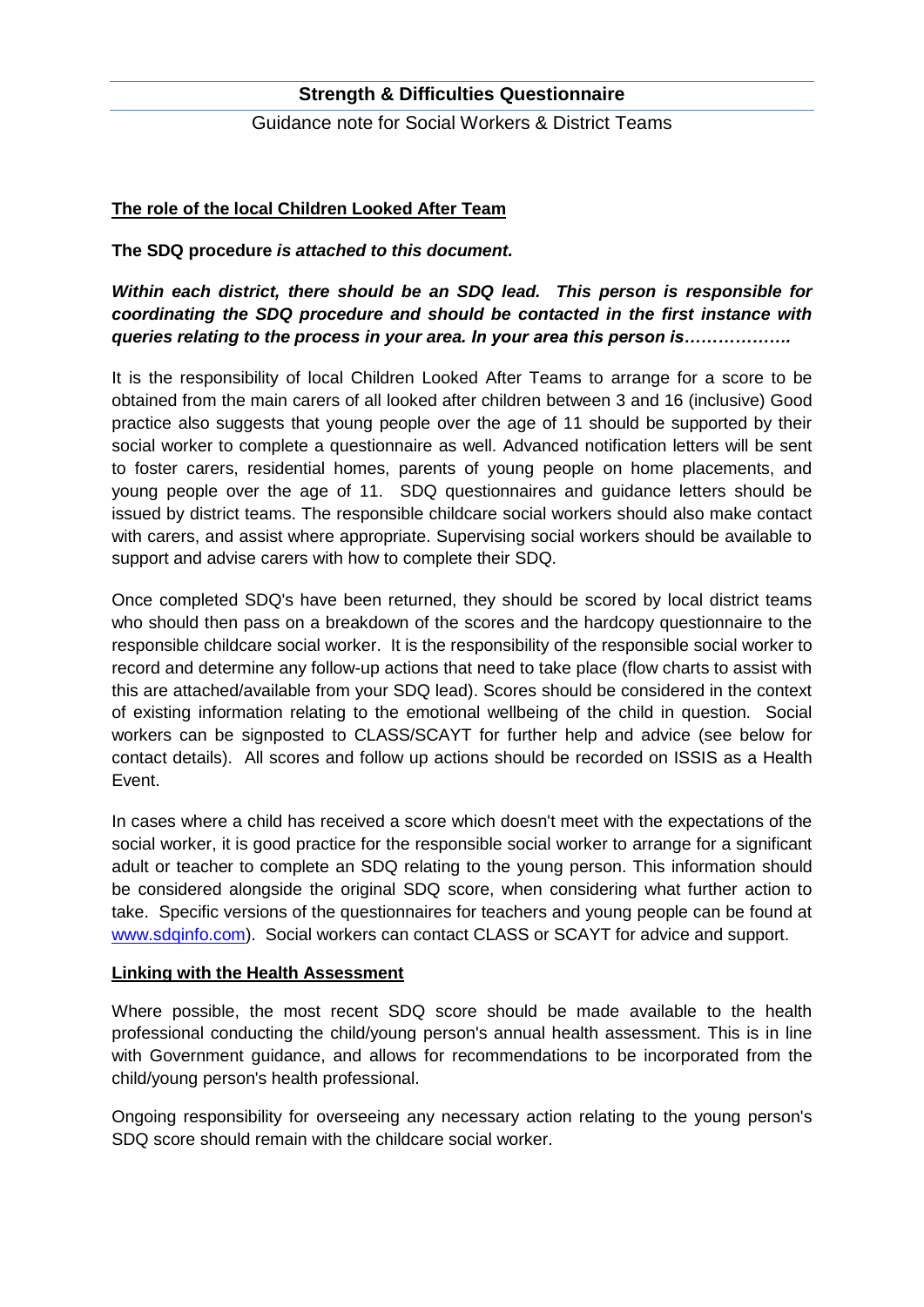## Strength & Difficulties Questionnaire

Guidance note for Social Workers & District Teams

**The role of the local Children Looked After Team**

**The SDQ procedure *is attached to this document.***

***Within each district, there should be an SDQ lead. This person is responsible for coordinating the SDQ procedure and should be contacted in the first instance with queries relating to the process in your area. In your area this person is……………….***

It is the responsibility of local Children Looked After Teams to arrange for a score to be obtained from the main carers of all looked after children between 3 and 16 (inclusive) Good practice also suggests that young people over the age of 11 should be supported by their social worker to complete a questionnaire as well. Advanced notification letters will be sent to foster carers, residential homes, parents of young people on home placements, and young people over the age of 11. SDQ questionnaires and guidance letters should be issued by district teams. The responsible childcare social workers should also make contact with carers, and assist where appropriate. Supervising social workers should be available to support and advise carers with how to complete their SDQ.

Once completed SDQ's have been returned, they should be scored by local district teams who should then pass on a breakdown of the scores and the hardcopy questionnaire to the responsible childcare social worker. It is the responsibility of the responsible social worker to record and determine any follow-up actions that need to take place (flow charts to assist with this are attached/available from your SDQ lead). Scores should be considered in the context of existing information relating to the emotional wellbeing of the child in question. Social workers can be signposted to CLASS/SCAYT for further help and advice (see below for contact details). All scores and follow up actions should be recorded on ISSIS as a Health Event.

In cases where a child has received a score which doesn't meet with the expectations of the social worker, it is good practice for the responsible social worker to arrange for a significant adult or teacher to complete an SDQ relating to the young person. This information should be considered alongside the original SDQ score, when considering what further action to take. Specific versions of the questionnaires for teachers and young people can be found at www.sdqinfo.com). Social workers can contact CLASS or SCAYT for advice and support.

**Linking with the Health Assessment**

Where possible, the most recent SDQ score should be made available to the health professional conducting the child/young person's annual health assessment. This is in line with Government guidance, and allows for recommendations to be incorporated from the child/young person's health professional.

Ongoing responsibility for overseeing any necessary action relating to the young person's SDQ score should remain with the childcare social worker.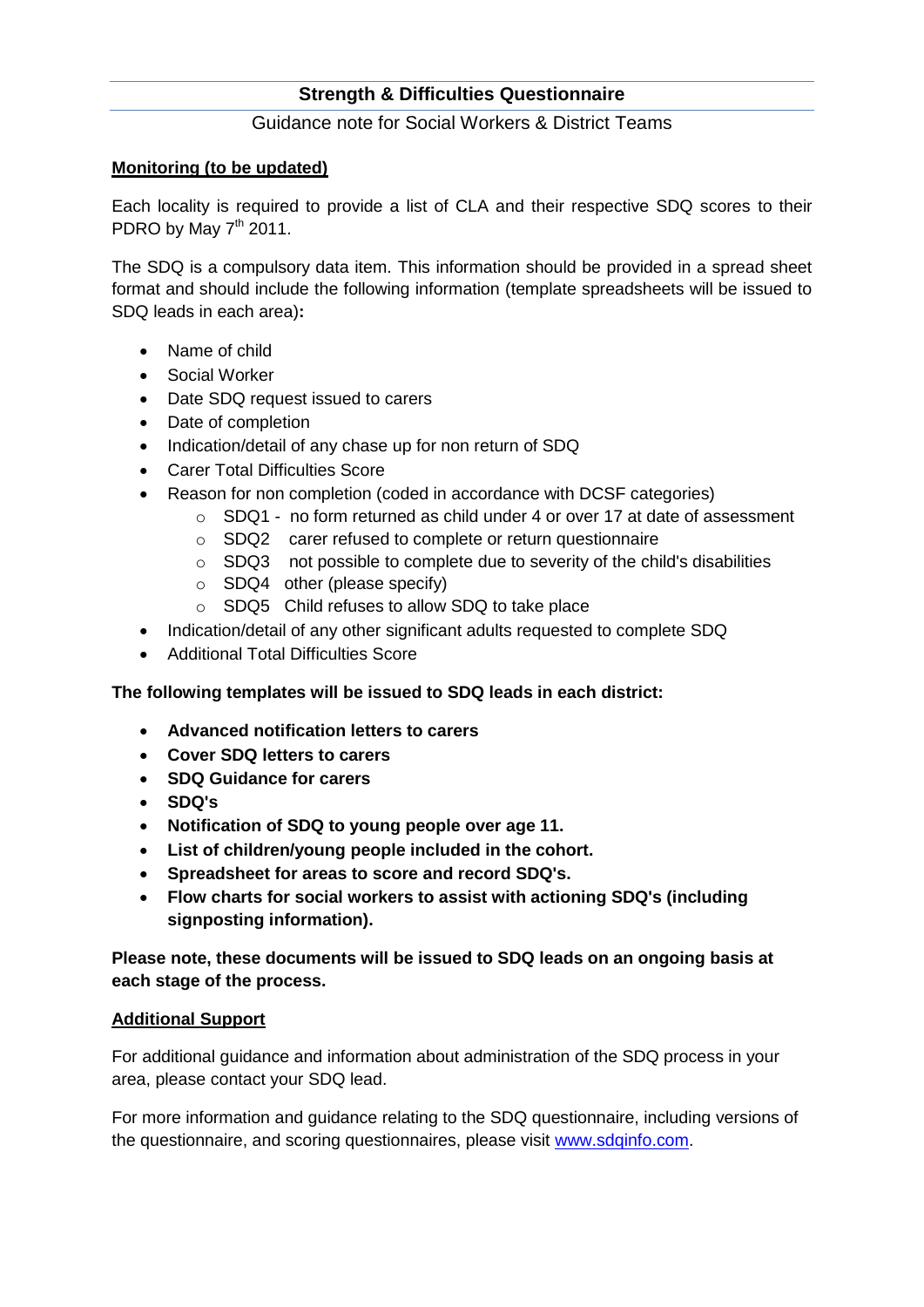# Strength & Difficulties Questionnaire

Guidance note for Social Workers & District Teams

**Monitoring (to be updated)**

Each locality is required to provide a list of CLA and their respective SDQ scores to their PDRO by May 7th 2011.

The SDQ is a compulsory data item. This information should be provided in a spread sheet format and should include the following information (template spreadsheets will be issued to SDQ leads in each area)**:**

- Name of child
- Social Worker
- Date SDQ request issued to carers
- Date of completion
- Indication/detail of any chase up for non return of SDQ
- Carer Total Difficulties Score
- Reason for non completion (coded in accordance with DCSF categories)
  - SDQ1 - no form returned as child under 4 or over 17 at date of assessment
  - SDQ2 carer refused to complete or return questionnaire
  - SDQ3 not possible to complete due to severity of the child's disabilities
  - SDQ4 other (please specify)
  - SDQ5 Child refuses to allow SDQ to take place
- Indication/detail of any other significant adults requested to complete SDQ
- Additional Total Difficulties Score

**The following templates will be issued to SDQ leads in each district:**

- **Advanced notification letters to carers**
- **Cover SDQ letters to carers**
- **SDQ Guidance for carers**
- **SDQ's**
- **Notification of SDQ to young people over age 11.**
- **List of children/young people included in the cohort.**
- **Spreadsheet for areas to score and record SDQ's.**
- **Flow charts for social workers to assist with actioning SDQ's (including signposting information).**

**Please note, these documents will be issued to SDQ leads on an ongoing basis at each stage of the process.**

**Additional Support**

For additional guidance and information about administration of the SDQ process in your area, please contact your SDQ lead.

For more information and guidance relating to the SDQ questionnaire, including versions of the questionnaire, and scoring questionnaires, please visit www.sdqinfo.com.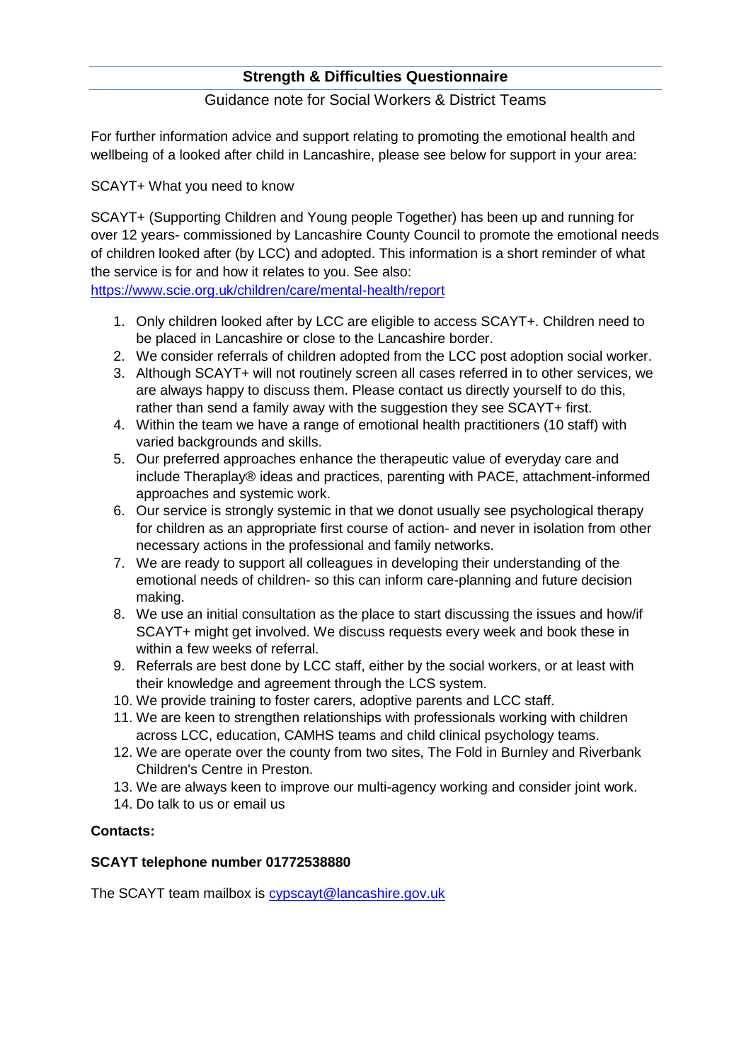## Strength & Difficulties Questionnaire

Guidance note for Social Workers & District Teams

For further information advice and support relating to promoting the emotional health and wellbeing of a looked after child in Lancashire, please see below for support in your area:

SCAYT+ What you need to know

SCAYT+ (Supporting Children and Young people Together) has been up and running for over 12 years- commissioned by Lancashire County Council to promote the emotional needs of children looked after (by LCC) and adopted. This information is a short reminder of what the service is for and how it relates to you. See also: https://www.scie.org.uk/children/care/mental-health/report

1. Only children looked after by LCC are eligible to access SCAYT+. Children need to be placed in Lancashire or close to the Lancashire border.
2. We consider referrals of children adopted from the LCC post adoption social worker.
3. Although SCAYT+ will not routinely screen all cases referred in to other services, we are always happy to discuss them. Please contact us directly yourself to do this, rather than send a family away with the suggestion they see SCAYT+ first.
4. Within the team we have a range of emotional health practitioners (10 staff) with varied backgrounds and skills.
5. Our preferred approaches enhance the therapeutic value of everyday care and include Theraplay® ideas and practices, parenting with PACE, attachment-informed approaches and systemic work.
6. Our service is strongly systemic in that we donot usually see psychological therapy for children as an appropriate first course of action- and never in isolation from other necessary actions in the professional and family networks.
7. We are ready to support all colleagues in developing their understanding of the emotional needs of children- so this can inform care-planning and future decision making.
8. We use an initial consultation as the place to start discussing the issues and how/if SCAYT+ might get involved. We discuss requests every week and book these in within a few weeks of referral.
9. Referrals are best done by LCC staff, either by the social workers, or at least with their knowledge and agreement through the LCS system.
10. We provide training to foster carers, adoptive parents and LCC staff.
11. We are keen to strengthen relationships with professionals working with children across LCC, education, CAMHS teams and child clinical psychology teams.
12. We are operate over the county from two sites, The Fold in Burnley and Riverbank Children's Centre in Preston.
13. We are always keen to improve our multi-agency working and consider joint work.
14. Do talk to us or email us

**Contacts:**

**SCAYT telephone number 01772538880**

The SCAYT team mailbox is cypscayt@lancashire.gov.uk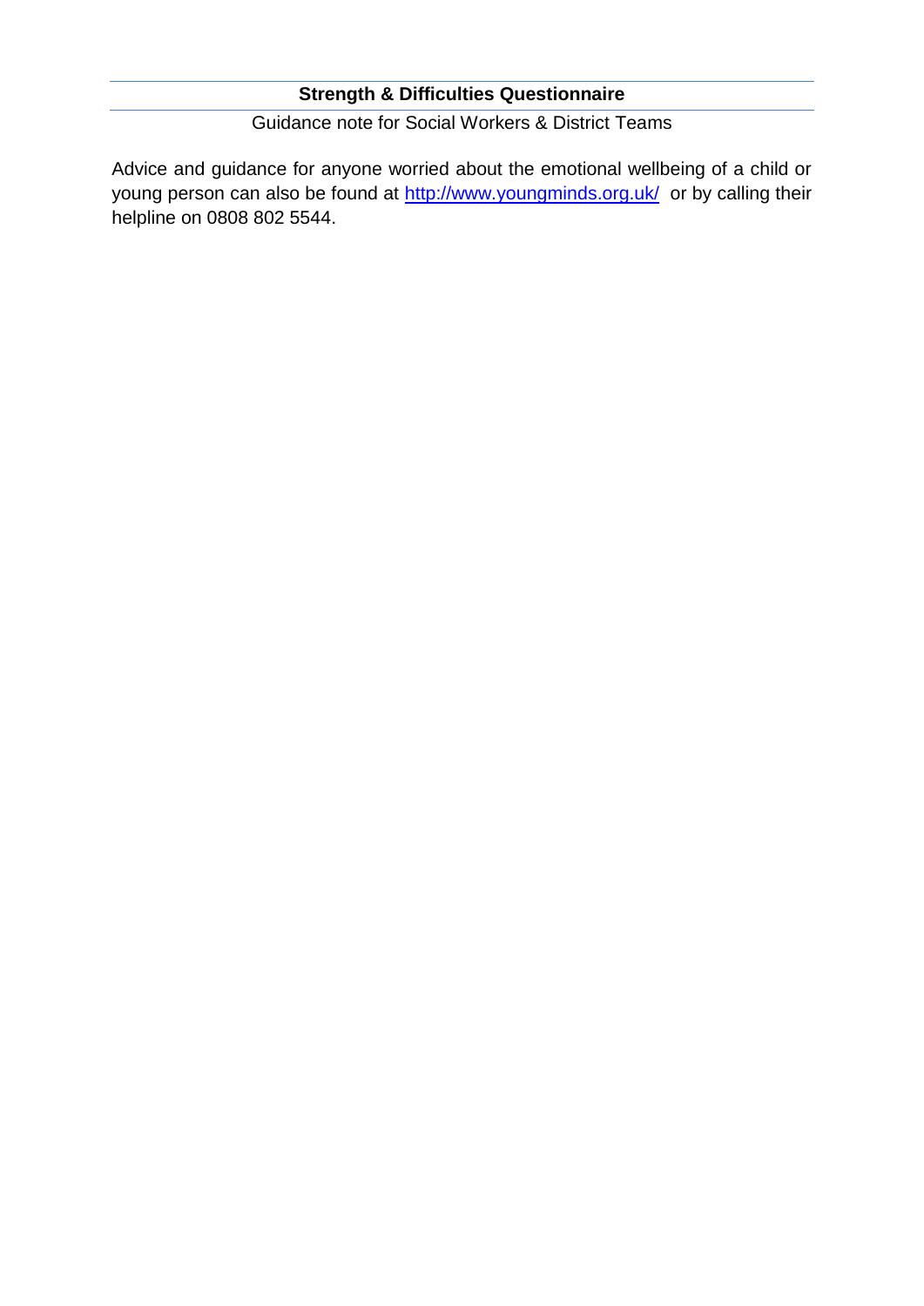**Strength & Difficulties Questionnaire**

Guidance note for Social Workers & District Teams

Advice and guidance for anyone worried about the emotional wellbeing of a child or young person can also be found at [http://www.youngminds.org.uk/](http://www.youngminds.org.uk/) or by calling their helpline on 0808 802 5544.